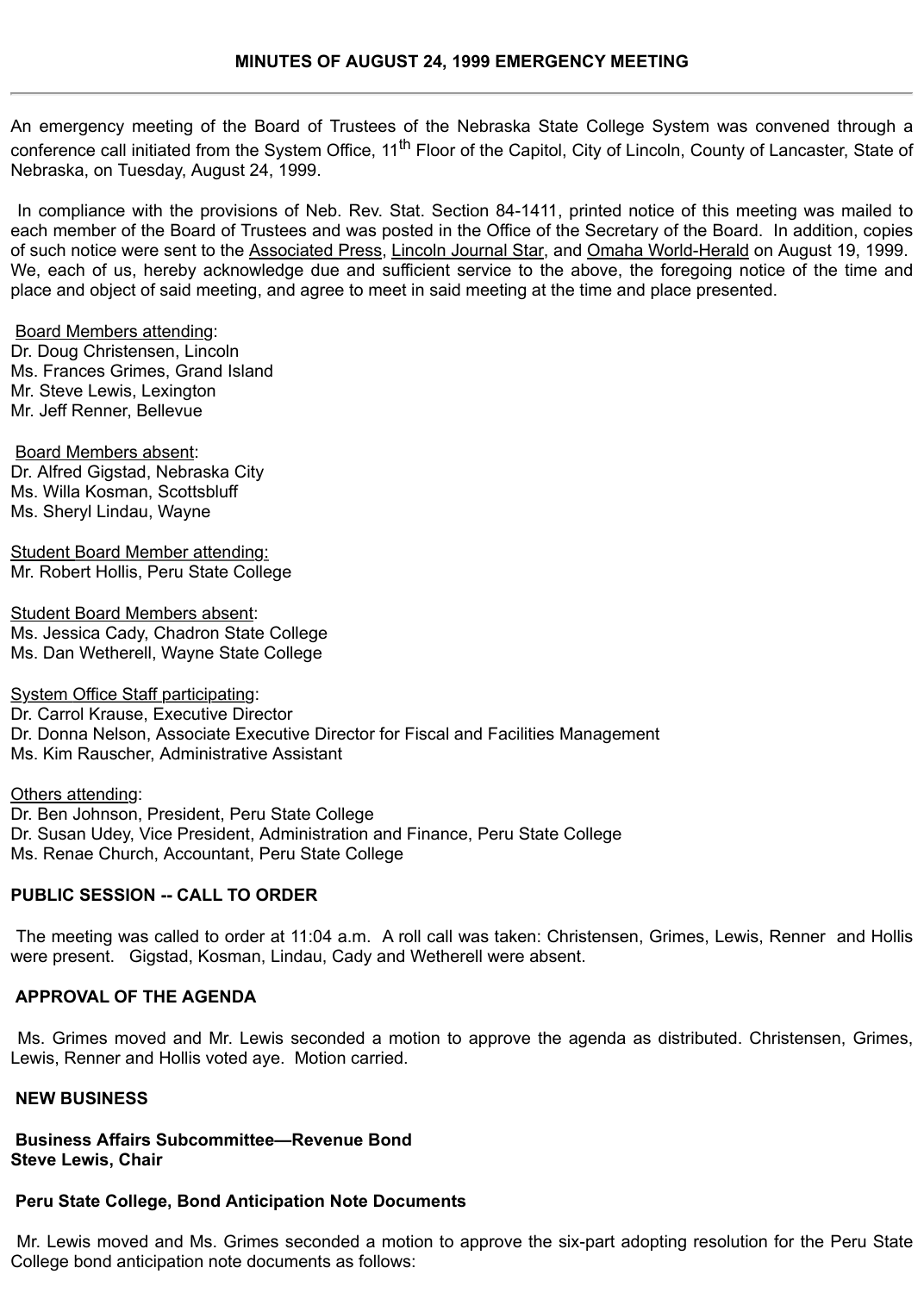## MINUTES OF AUGUST 24, 1999 EMERGENCY MEETING

---

An emergency meeting of the Board of Trustees of the Nebraska State College System was convened through a conference call initiated from the System Office, 11th Floor of the Capitol, City of Lincoln, County of Lancaster, State of Nebraska, on Tuesday, August 24, 1999.

In compliance with the provisions of Neb. Rev. Stat. Section 84-1411, printed notice of this meeting was mailed to each member of the Board of Trustees and was posted in the Office of the Secretary of the Board. In addition, copies of such notice were sent to the Associated Press, Lincoln Journal Star, and Omaha World-Herald on August 19, 1999. We, each of us, hereby acknowledge due and sufficient service to the above, the foregoing notice of the time and place and object of said meeting, and agree to meet in said meeting at the time and place presented.

Board Members attending:
Dr. Doug Christensen, Lincoln
Ms. Frances Grimes, Grand Island
Mr. Steve Lewis, Lexington
Mr. Jeff Renner, Bellevue

Board Members absent:
Dr. Alfred Gigstad, Nebraska City
Ms. Willa Kosman, Scottsbluff
Ms. Sheryl Lindau, Wayne

Student Board Member attending:
Mr. Robert Hollis, Peru State College

Student Board Members absent:
Ms. Jessica Cady, Chadron State College
Ms. Dan Wetherell, Wayne State College

System Office Staff participating:
Dr. Carrol Krause, Executive Director
Dr. Donna Nelson, Associate Executive Director for Fiscal and Facilities Management
Ms. Kim Rauscher, Administrative Assistant

Others attending:
Dr. Ben Johnson, President, Peru State College
Dr. Susan Udey, Vice President, Administration and Finance, Peru State College
Ms. Renae Church, Accountant, Peru State College

**PUBLIC SESSION -- CALL TO ORDER**

The meeting was called to order at 11:04 a.m. A roll call was taken: Christensen, Grimes, Lewis, Renner and Hollis were present. Gigstad, Kosman, Lindau, Cady and Wetherell were absent.

**APPROVAL OF THE AGENDA**

Ms. Grimes moved and Mr. Lewis seconded a motion to approve the agenda as distributed. Christensen, Grimes, Lewis, Renner and Hollis voted aye. Motion carried.

**NEW BUSINESS**

**Business Affairs Subcommittee—Revenue Bond**
**Steve Lewis, Chair**

**Peru State College, Bond Anticipation Note Documents**

Mr. Lewis moved and Ms. Grimes seconded a motion to approve the six-part adopting resolution for the Peru State College bond anticipation note documents as follows: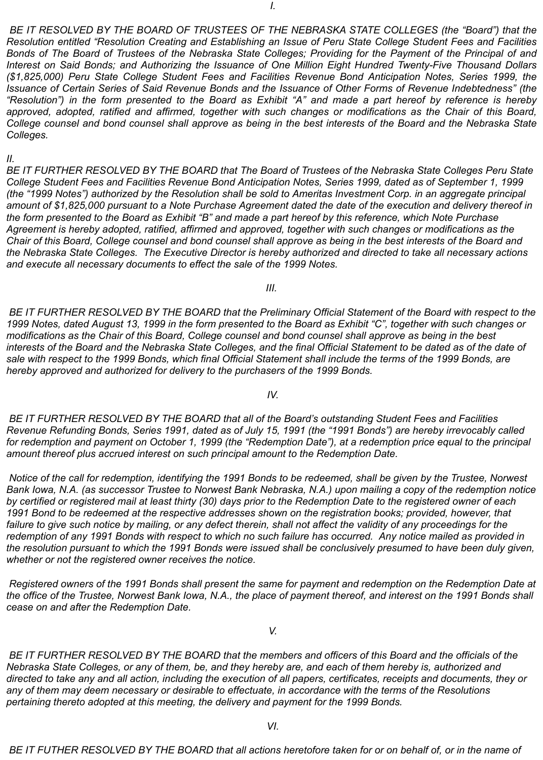*I.*

*BE IT RESOLVED BY THE BOARD OF TRUSTEES OF THE NEBRASKA STATE COLLEGES (the "Board") that the Resolution entitled "Resolution Creating and Establishing an Issue of Peru State College Student Fees and Facilities Bonds of The Board of Trustees of the Nebraska State Colleges; Providing for the Payment of the Principal of and Interest on Said Bonds; and Authorizing the Issuance of One Million Eight Hundred Twenty-Five Thousand Dollars ($1,825,000) Peru State College Student Fees and Facilities Revenue Bond Anticipation Notes, Series 1999, the Issuance of Certain Series of Said Revenue Bonds and the Issuance of Other Forms of Revenue Indebtedness" (the "Resolution") in the form presented to the Board as Exhibit "A" and made a part hereof by reference is hereby approved, adopted, ratified and affirmed, together with such changes or modifications as the Chair of this Board, College counsel and bond counsel shall approve as being in the best interests of the Board and the Nebraska State Colleges.*

*II.*

*BE IT FURTHER RESOLVED BY THE BOARD that The Board of Trustees of the Nebraska State Colleges Peru State College Student Fees and Facilities Revenue Bond Anticipation Notes, Series 1999, dated as of September 1, 1999 (the "1999 Notes") authorized by the Resolution shall be sold to Ameritas Investment Corp. in an aggregate principal amount of $1,825,000 pursuant to a Note Purchase Agreement dated the date of the execution and delivery thereof in the form presented to the Board as Exhibit "B" and made a part hereof by this reference, which Note Purchase Agreement is hereby adopted, ratified, affirmed and approved, together with such changes or modifications as the Chair of this Board, College counsel and bond counsel shall approve as being in the best interests of the Board and the Nebraska State Colleges. The Executive Director is hereby authorized and directed to take all necessary actions and execute all necessary documents to effect the sale of the 1999 Notes.*

*III.*

*BE IT FURTHER RESOLVED BY THE BOARD that the Preliminary Official Statement of the Board with respect to the 1999 Notes, dated August 13, 1999 in the form presented to the Board as Exhibit "C", together with such changes or modifications as the Chair of this Board, College counsel and bond counsel shall approve as being in the best interests of the Board and the Nebraska State Colleges, and the final Official Statement to be dated as of the date of sale with respect to the 1999 Bonds, which final Official Statement shall include the terms of the 1999 Bonds, are hereby approved and authorized for delivery to the purchasers of the 1999 Bonds.*

*IV.*

*BE IT FURTHER RESOLVED BY THE BOARD that all of the Board's outstanding Student Fees and Facilities Revenue Refunding Bonds, Series 1991, dated as of July 15, 1991 (the "1991 Bonds") are hereby irrevocably called for redemption and payment on October 1, 1999 (the "Redemption Date"), at a redemption price equal to the principal amount thereof plus accrued interest on such principal amount to the Redemption Date.*

*Notice of the call for redemption, identifying the 1991 Bonds to be redeemed, shall be given by the Trustee, Norwest Bank Iowa, N.A. (as successor Trustee to Norwest Bank Nebraska, N.A.) upon mailing a copy of the redemption notice by certified or registered mail at least thirty (30) days prior to the Redemption Date to the registered owner of each 1991 Bond to be redeemed at the respective addresses shown on the registration books; provided, however, that failure to give such notice by mailing, or any defect therein, shall not affect the validity of any proceedings for the redemption of any 1991 Bonds with respect to which no such failure has occurred. Any notice mailed as provided in the resolution pursuant to which the 1991 Bonds were issued shall be conclusively presumed to have been duly given, whether or not the registered owner receives the notice.*

*Registered owners of the 1991 Bonds shall present the same for payment and redemption on the Redemption Date at the office of the Trustee, Norwest Bank Iowa, N.A., the place of payment thereof, and interest on the 1991 Bonds shall cease on and after the Redemption Date.*

*V.*

*BE IT FURTHER RESOLVED BY THE BOARD that the members and officers of this Board and the officials of the Nebraska State Colleges, or any of them, be, and they hereby are, and each of them hereby is, authorized and directed to take any and all action, including the execution of all papers, certificates, receipts and documents, they or any of them may deem necessary or desirable to effectuate, in accordance with the terms of the Resolutions pertaining thereto adopted at this meeting, the delivery and payment for the 1999 Bonds.*

*VI.*

*BE IT FUTHER RESOLVED BY THE BOARD that all actions heretofore taken for or on behalf of, or in the name of*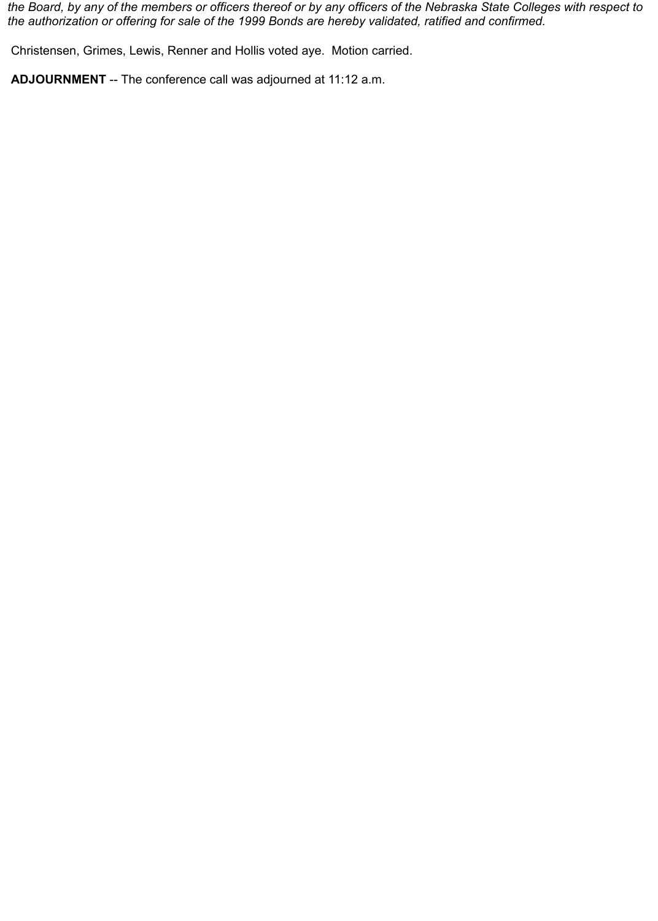*the Board, by any of the members or officers thereof or by any officers of the Nebraska State Colleges with respect to the authorization or offering for sale of the 1999 Bonds are hereby validated, ratified and confirmed.*

Christensen, Grimes, Lewis, Renner and Hollis voted aye. Motion carried.

**ADJOURNMENT** -- The conference call was adjourned at 11:12 a.m.